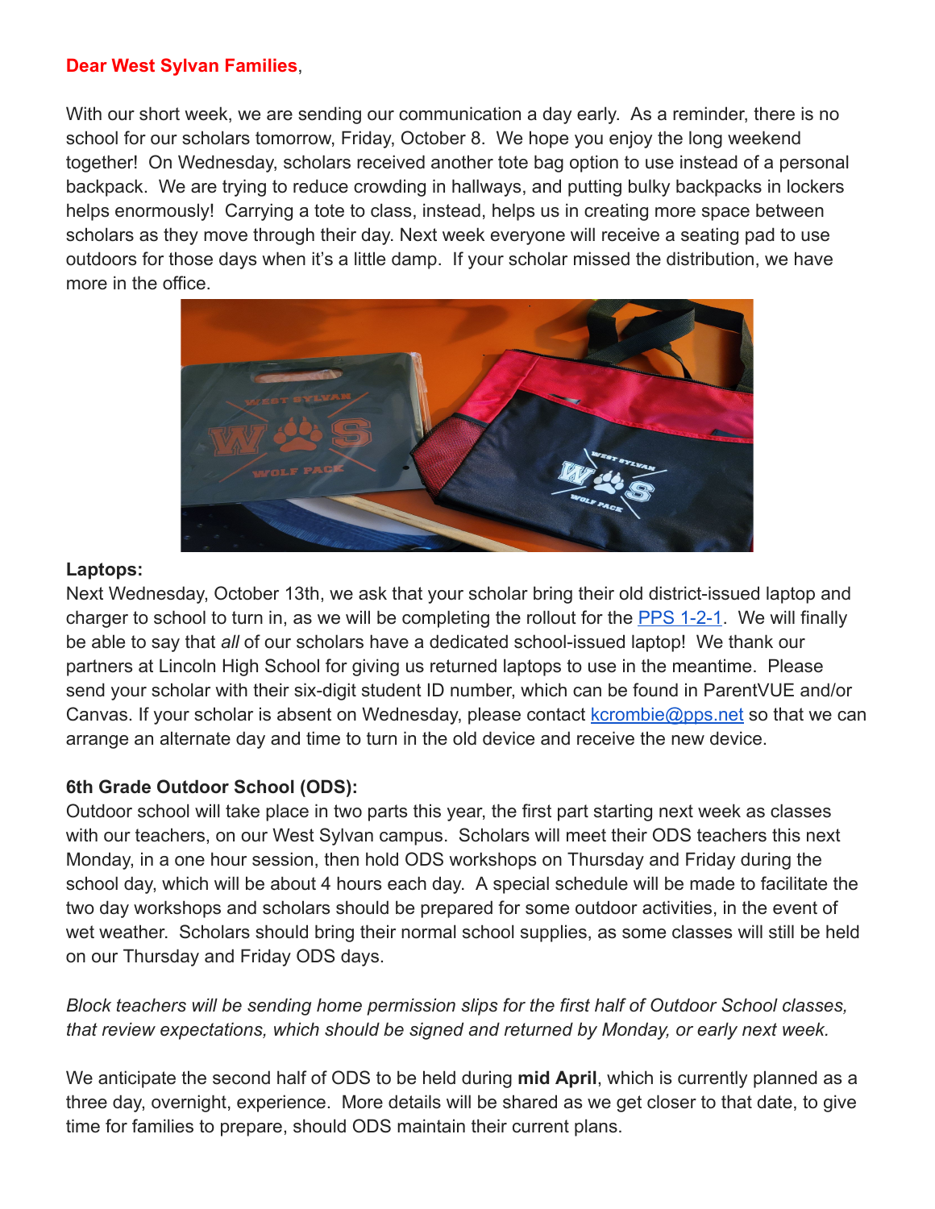**Dear West Sylvan Families**,

With our short week, we are sending our communication a day early. As a reminder, there is no school for our scholars tomorrow, Friday, October 8. We hope you enjoy the long weekend together! On Wednesday, scholars received another tote bag option to use instead of a personal backpack. We are trying to reduce crowding in hallways, and putting bulky backpacks in lockers helps enormously! Carrying a tote to class, instead, helps us in creating more space between scholars as they move through their day. Next week everyone will receive a seating pad to use outdoors for those days when it's a little damp. If your scholar missed the distribution, we have more in the office.

**Laptops:**
Next Wednesday, October 13th, we ask that your scholar bring their old district-issued laptop and charger to school to turn in, as we will be completing the rollout for the PPS 1-2-1. We will finally be able to say that *all* of our scholars have a dedicated school-issued laptop! We thank our partners at Lincoln High School for giving us returned laptops to use in the meantime. Please send your scholar with their six-digit student ID number, which can be found in ParentVUE and/or Canvas. If your scholar is absent on Wednesday, please contact kcrombie@pps.net so that we can arrange an alternate day and time to turn in the old device and receive the new device.

**6th Grade Outdoor School (ODS):**
Outdoor school will take place in two parts this year, the first part starting next week as classes with our teachers, on our West Sylvan campus. Scholars will meet their ODS teachers this next Monday, in a one hour session, then hold ODS workshops on Thursday and Friday during the school day, which will be about 4 hours each day. A special schedule will be made to facilitate the two day workshops and scholars should be prepared for some outdoor activities, in the event of wet weather. Scholars should bring their normal school supplies, as some classes will still be held on our Thursday and Friday ODS days.

*Block teachers will be sending home permission slips for the first half of Outdoor School classes, that review expectations, which should be signed and returned by Monday, or early next week.*

We anticipate the second half of ODS to be held during **mid April**, which is currently planned as a three day, overnight, experience. More details will be shared as we get closer to that date, to give time for families to prepare, should ODS maintain their current plans.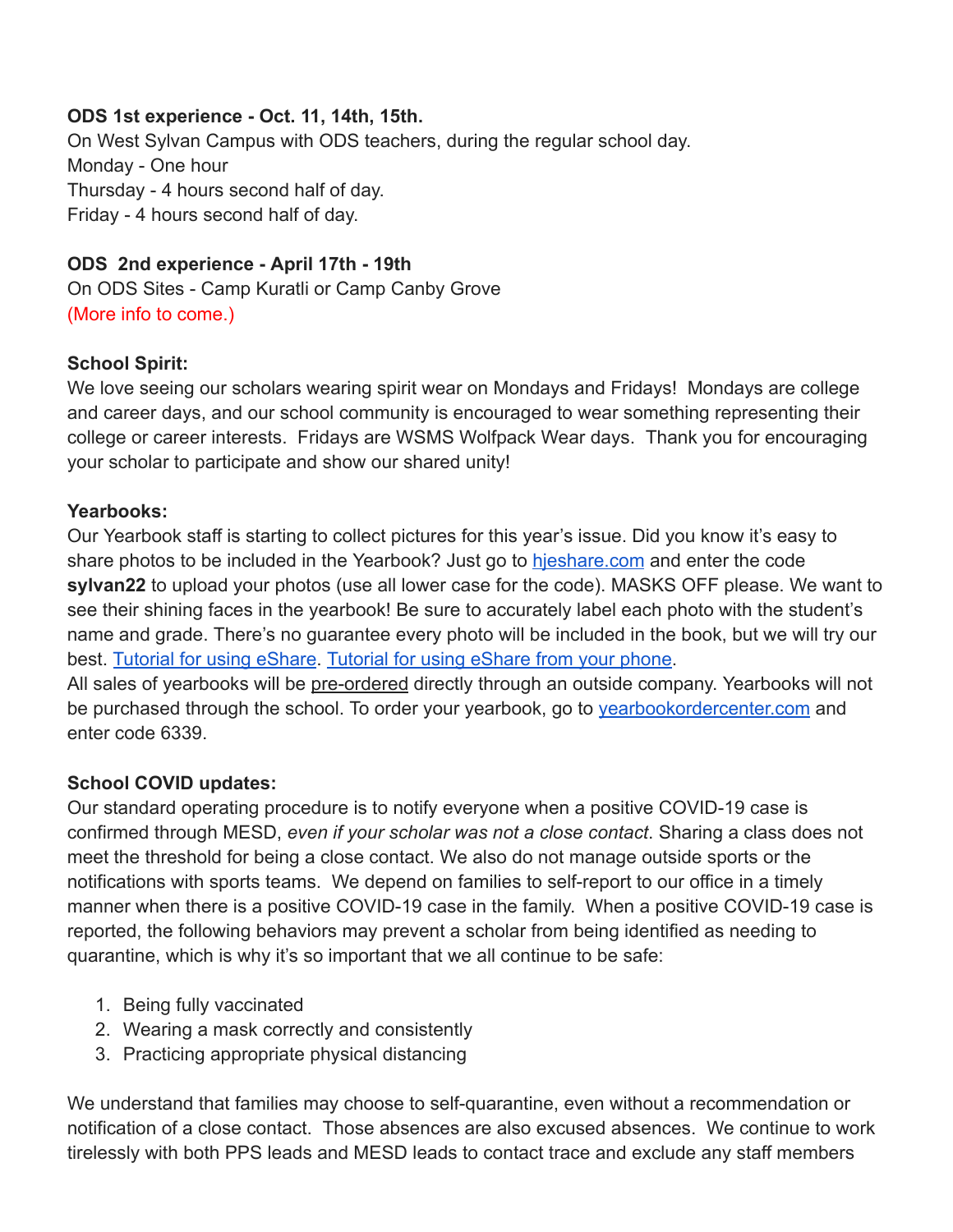**ODS 1st experience - Oct. 11, 14th, 15th.**
On West Sylvan Campus with ODS teachers, during the regular school day.
Monday - One hour
Thursday - 4 hours second half of day.
Friday - 4 hours second half of day.

**ODS 2nd experience - April 17th - 19th**
On ODS Sites - Camp Kuratli or Camp Canby Grove
(More info to come.)

**School Spirit:**
We love seeing our scholars wearing spirit wear on Mondays and Fridays! Mondays are college and career days, and our school community is encouraged to wear something representing their college or career interests. Fridays are WSMS Wolfpack Wear days. Thank you for encouraging your scholar to participate and show our shared unity!

**Yearbooks:**
Our Yearbook staff is starting to collect pictures for this year's issue. Did you know it's easy to share photos to be included in the Yearbook? Just go to hjeshare.com and enter the code **sylvan22** to upload your photos (use all lower case for the code). MASKS OFF please. We want to see their shining faces in the yearbook! Be sure to accurately label each photo with the student's name and grade. There's no guarantee every photo will be included in the book, but we will try our best. Tutorial for using eShare. Tutorial for using eShare from your phone.
All sales of yearbooks will be pre-ordered directly through an outside company. Yearbooks will not be purchased through the school. To order your yearbook, go to yearbookordercenter.com and enter code 6339.

**School COVID updates:**
Our standard operating procedure is to notify everyone when a positive COVID-19 case is confirmed through MESD, *even if your scholar was not a close contact*. Sharing a class does not meet the threshold for being a close contact. We also do not manage outside sports or the notifications with sports teams. We depend on families to self-report to our office in a timely manner when there is a positive COVID-19 case in the family. When a positive COVID-19 case is reported, the following behaviors may prevent a scholar from being identified as needing to quarantine, which is why it's so important that we all continue to be safe:

1. Being fully vaccinated
2. Wearing a mask correctly and consistently
3. Practicing appropriate physical distancing

We understand that families may choose to self-quarantine, even without a recommendation or notification of a close contact. Those absences are also excused absences. We continue to work tirelessly with both PPS leads and MESD leads to contact trace and exclude any staff members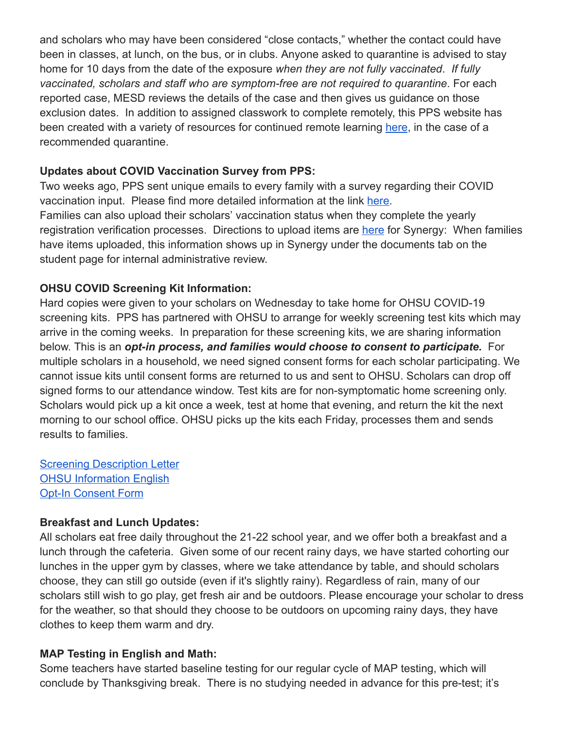and scholars who may have been considered "close contacts," whether the contact could have been in classes, at lunch, on the bus, or in clubs. Anyone asked to quarantine is advised to stay home for 10 days from the date of the exposure *when they are not fully vaccinated*. *If fully vaccinated, scholars and staff who are symptom-free are not required to quarantine*. For each reported case, MESD reviews the details of the case and then gives us guidance on those exclusion dates. In addition to assigned classwork to complete remotely, this PPS website has been created with a variety of resources for continued remote learning [here](), in the case of a recommended quarantine.

**Updates about COVID Vaccination Survey from PPS:**
Two weeks ago, PPS sent unique emails to every family with a survey regarding their COVID vaccination input. Please find more detailed information at the link [here]().
Families can also upload their scholars' vaccination status when they complete the yearly registration verification processes. Directions to upload items are [here]() for Synergy: When families have items uploaded, this information shows up in Synergy under the documents tab on the student page for internal administrative review.

**OHSU COVID Screening Kit Information:**
Hard copies were given to your scholars on Wednesday to take home for OHSU COVID-19 screening kits. PPS has partnered with OHSU to arrange for weekly screening test kits which may arrive in the coming weeks. In preparation for these screening kits, we are sharing information below. This is an ***opt-in process, and families would choose to consent to participate.*** For multiple scholars in a household, we need signed consent forms for each scholar participating. We cannot issue kits until consent forms are returned to us and sent to OHSU. Scholars can drop off signed forms to our attendance window. Test kits are for non-symptomatic home screening only. Scholars would pick up a kit once a week, test at home that evening, and return the kit the next morning to our school office. OHSU picks up the kits each Friday, processes them and sends results to families.

[Screening Description Letter]()
[OHSU Information English]()
[Opt-In Consent Form]()

**Breakfast and Lunch Updates:**
All scholars eat free daily throughout the 21-22 school year, and we offer both a breakfast and a lunch through the cafeteria. Given some of our recent rainy days, we have started cohorting our lunches in the upper gym by classes, where we take attendance by table, and should scholars choose, they can still go outside (even if it's slightly rainy). Regardless of rain, many of our scholars still wish to go play, get fresh air and be outdoors. Please encourage your scholar to dress for the weather, so that should they choose to be outdoors on upcoming rainy days, they have clothes to keep them warm and dry.

**MAP Testing in English and Math:**
Some teachers have started baseline testing for our regular cycle of MAP testing, which will conclude by Thanksgiving break. There is no studying needed in advance for this pre-test; it's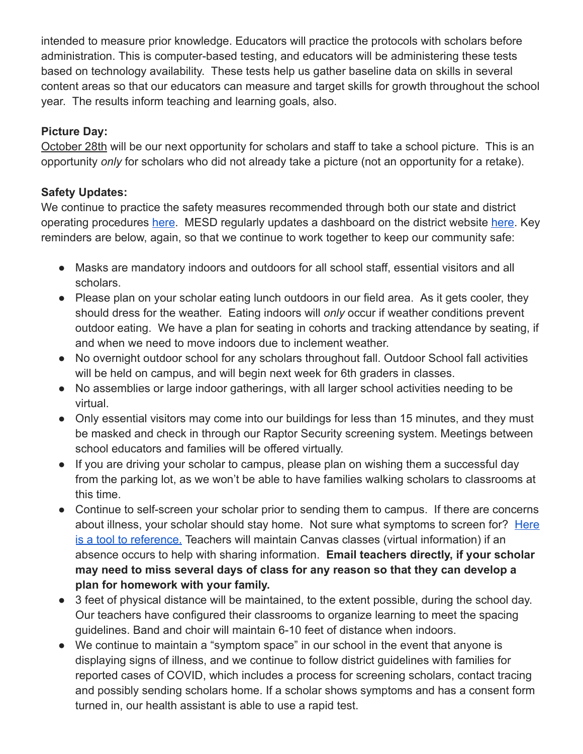intended to measure prior knowledge. Educators will practice the protocols with scholars before administration. This is computer-based testing, and educators will be administering these tests based on technology availability. These tests help us gather baseline data on skills in several content areas so that our educators can measure and target skills for growth throughout the school year. The results inform teaching and learning goals, also.

**Picture Day:**
October 28th will be our next opportunity for scholars and staff to take a school picture. This is an opportunity *only* for scholars who did not already take a picture (not an opportunity for a retake).

**Safety Updates:**
We continue to practice the safety measures recommended through both our state and district operating procedures here. MESD regularly updates a dashboard on the district website here. Key reminders are below, again, so that we continue to work together to keep our community safe:

- Masks are mandatory indoors and outdoors for all school staff, essential visitors and all scholars.
- Please plan on your scholar eating lunch outdoors in our field area. As it gets cooler, they should dress for the weather. Eating indoors will *only* occur if weather conditions prevent outdoor eating. We have a plan for seating in cohorts and tracking attendance by seating, if and when we need to move indoors due to inclement weather.
- No overnight outdoor school for any scholars throughout fall. Outdoor School fall activities will be held on campus, and will begin next week for 6th graders in classes.
- No assemblies or large indoor gatherings, with all larger school activities needing to be virtual.
- Only essential visitors may come into our buildings for less than 15 minutes, and they must be masked and check in through our Raptor Security screening system. Meetings between school educators and families will be offered virtually.
- If you are driving your scholar to campus, please plan on wishing them a successful day from the parking lot, as we won't be able to have families walking scholars to classrooms at this time.
- Continue to self-screen your scholar prior to sending them to campus. If there are concerns about illness, your scholar should stay home. Not sure what symptoms to screen for? Here is a tool to reference. Teachers will maintain Canvas classes (virtual information) if an absence occurs to help with sharing information. **Email teachers directly, if your scholar may need to miss several days of class for any reason so that they can develop a plan for homework with your family.**
- 3 feet of physical distance will be maintained, to the extent possible, during the school day. Our teachers have configured their classrooms to organize learning to meet the spacing guidelines. Band and choir will maintain 6-10 feet of distance when indoors.
- We continue to maintain a "symptom space" in our school in the event that anyone is displaying signs of illness, and we continue to follow district guidelines with families for reported cases of COVID, which includes a process for screening scholars, contact tracing and possibly sending scholars home. If a scholar shows symptoms and has a consent form turned in, our health assistant is able to use a rapid test.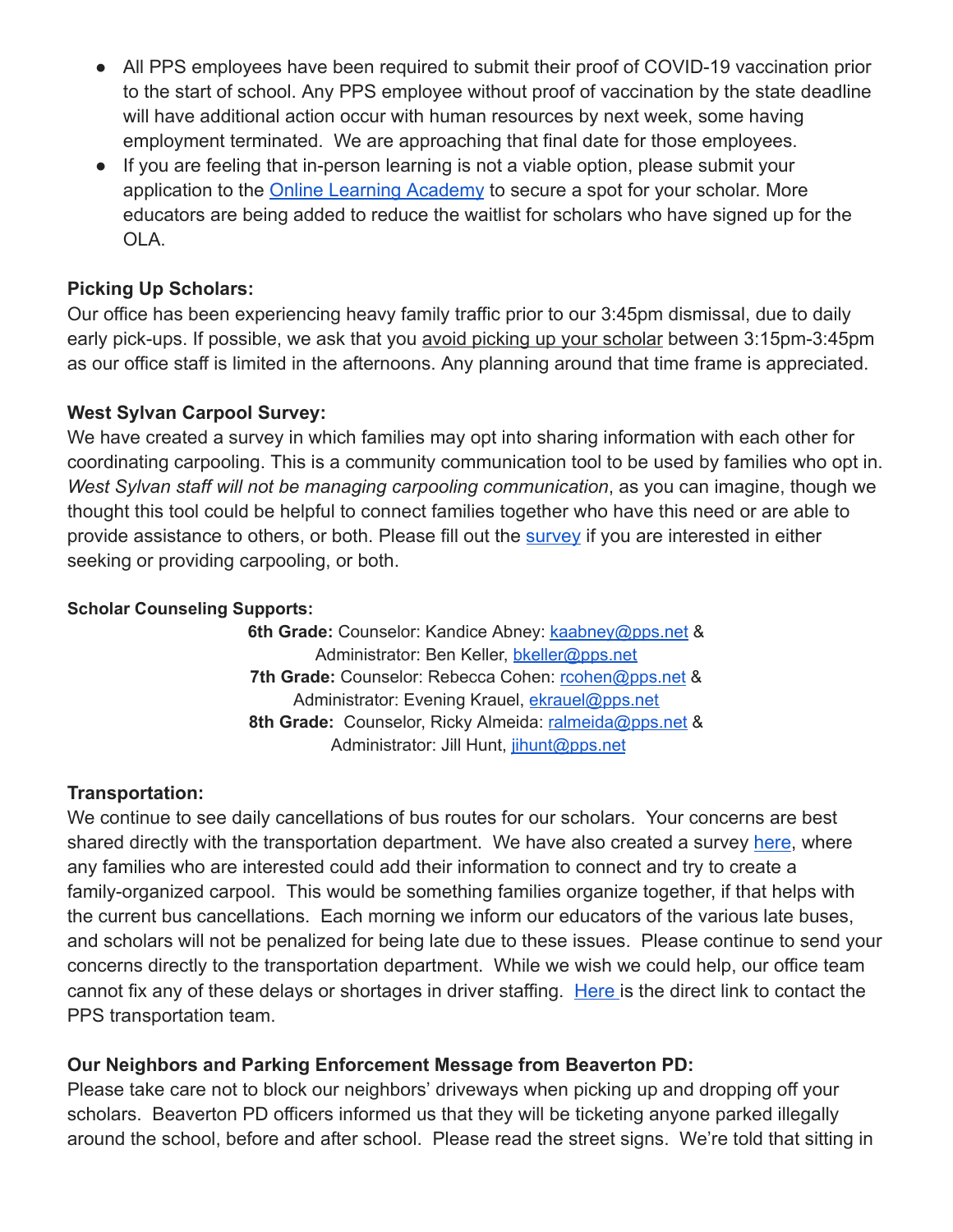- All PPS employees have been required to submit their proof of COVID-19 vaccination prior to the start of school. Any PPS employee without proof of vaccination by the state deadline will have additional action occur with human resources by next week, some having employment terminated. We are approaching that final date for those employees.
- If you are feeling that in-person learning is not a viable option, please submit your application to the Online Learning Academy to secure a spot for your scholar. More educators are being added to reduce the waitlist for scholars who have signed up for the OLA.

**Picking Up Scholars:**

Our office has been experiencing heavy family traffic prior to our 3:45pm dismissal, due to daily early pick-ups. If possible, we ask that you <u>avoid picking up your scholar</u> between 3:15pm-3:45pm as our office staff is limited in the afternoons. Any planning around that time frame is appreciated.

**West Sylvan Carpool Survey:**

We have created a survey in which families may opt into sharing information with each other for coordinating carpooling. This is a community communication tool to be used by families who opt in. *West Sylvan staff will not be managing carpooling communication*, as you can imagine, though we thought this tool could be helpful to connect families together who have this need or are able to provide assistance to others, or both. Please fill out the survey if you are interested in either seeking or providing carpooling, or both.

**Scholar Counseling Supports:**

**6th Grade:** Counselor: Kandice Abney: kaabney@pps.net &
Administrator: Ben Keller, bkeller@pps.net
**7th Grade:** Counselor: Rebecca Cohen: rcohen@pps.net &
Administrator: Evening Krauel, ekrauel@pps.net
**8th Grade:** Counselor, Ricky Almeida: ralmeida@pps.net &
Administrator: Jill Hunt, jihunt@pps.net

**Transportation:**

We continue to see daily cancellations of bus routes for our scholars. Your concerns are best shared directly with the transportation department. We have also created a survey here, where any families who are interested could add their information to connect and try to create a family-organized carpool. This would be something families organize together, if that helps with the current bus cancellations. Each morning we inform our educators of the various late buses, and scholars will not be penalized for being late due to these issues. Please continue to send your concerns directly to the transportation department. While we wish we could help, our office team cannot fix any of these delays or shortages in driver staffing. Here is the direct link to contact the PPS transportation team.

**Our Neighbors and Parking Enforcement Message from Beaverton PD:**

Please take care not to block our neighbors' driveways when picking up and dropping off your scholars. Beaverton PD officers informed us that they will be ticketing anyone parked illegally around the school, before and after school. Please read the street signs. We're told that sitting in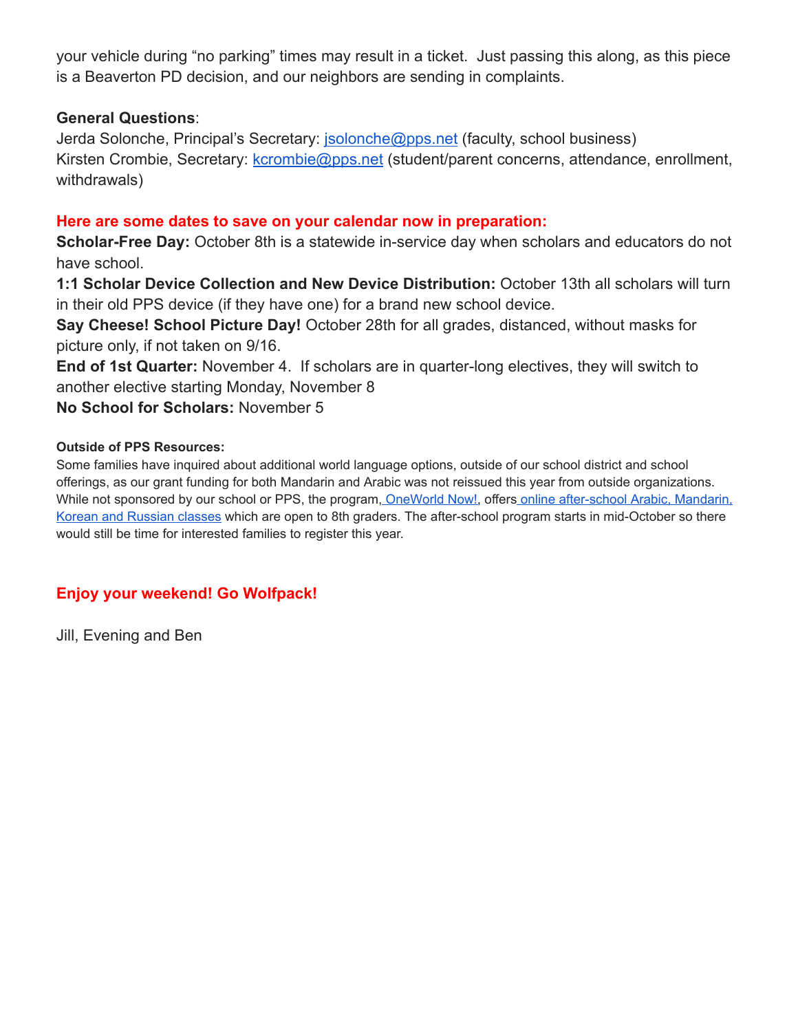your vehicle during "no parking" times may result in a ticket.  Just passing this along, as this piece is a Beaverton PD decision, and our neighbors are sending in complaints.

**General Questions**:
Jerda Solonche, Principal's Secretary: jsolonche@pps.net (faculty, school business)
Kirsten Crombie, Secretary: kcrombie@pps.net (student/parent concerns, attendance, enrollment, withdrawals)

**Here are some dates to save on your calendar now in preparation:**
**Scholar-Free Day:** October 8th is a statewide in-service day when scholars and educators do not have school.
**1:1 Scholar Device Collection and New Device Distribution:** October 13th all scholars will turn in their old PPS device (if they have one) for a brand new school device.
**Say Cheese! School Picture Day!** October 28th for all grades, distanced, without masks for picture only, if not taken on 9/16.
**End of 1st Quarter:** November 4.  If scholars are in quarter-long electives, they will switch to another elective starting Monday, November 8
**No School for Scholars:** November 5

**Outside of PPS Resources:**
Some families have inquired about additional world language options, outside of our school district and school offerings, as our grant funding for both Mandarin and Arabic was not reissued this year from outside organizations. While not sponsored by our school or PPS, the program, OneWorld Now!, offers online after-school Arabic, Mandarin, Korean and Russian classes which are open to 8th graders. The after-school program starts in mid-October so there would still be time for interested families to register this year.

**Enjoy your weekend! Go Wolfpack!**

Jill, Evening and Ben